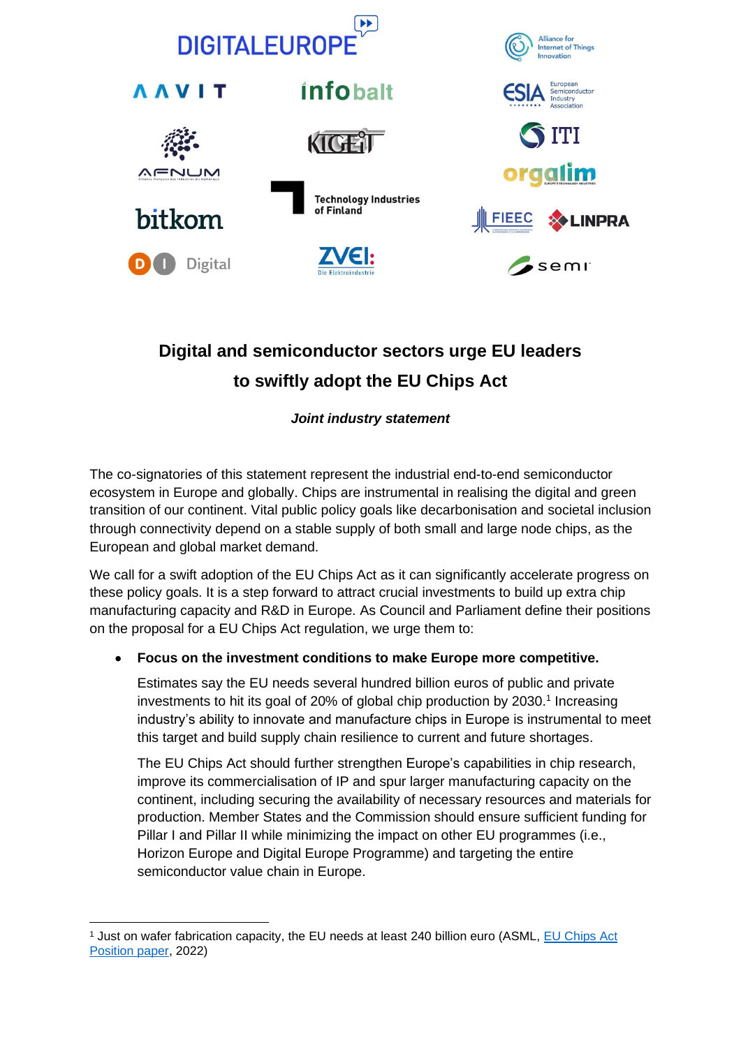# Digital and semiconductor sectors urge EU leaders to swiftly adopt the EU Chips Act

***Joint industry statement***

The co-signatories of this statement represent the industrial end-to-end semiconductor ecosystem in Europe and globally. Chips are instrumental in realising the digital and green transition of our continent. Vital public policy goals like decarbonisation and societal inclusion through connectivity depend on a stable supply of both small and large node chips, as the European and global market demand.

We call for a swift adoption of the EU Chips Act as it can significantly accelerate progress on these policy goals. It is a step forward to attract crucial investments to build up extra chip manufacturing capacity and R&D in Europe. As Council and Parliament define their positions on the proposal for a EU Chips Act regulation, we urge them to:

- **Focus on the investment conditions to make Europe more competitive.**

  Estimates say the EU needs several hundred billion euros of public and private investments to hit its goal of 20% of global chip production by 2030.[1] Increasing industry's ability to innovate and manufacture chips in Europe is instrumental to meet this target and build supply chain resilience to current and future shortages.

  The EU Chips Act should further strengthen Europe's capabilities in chip research, improve its commercialisation of IP and spur larger manufacturing capacity on the continent, including securing the availability of necessary resources and materials for production. Member States and the Commission should ensure sufficient funding for Pillar I and Pillar II while minimizing the impact on other EU programmes (i.e., Horizon Europe and Digital Europe Programme) and targeting the entire semiconductor value chain in Europe.

[1] Just on wafer fabrication capacity, the EU needs at least 240 billion euro (ASML, EU Chips Act Position paper, 2022)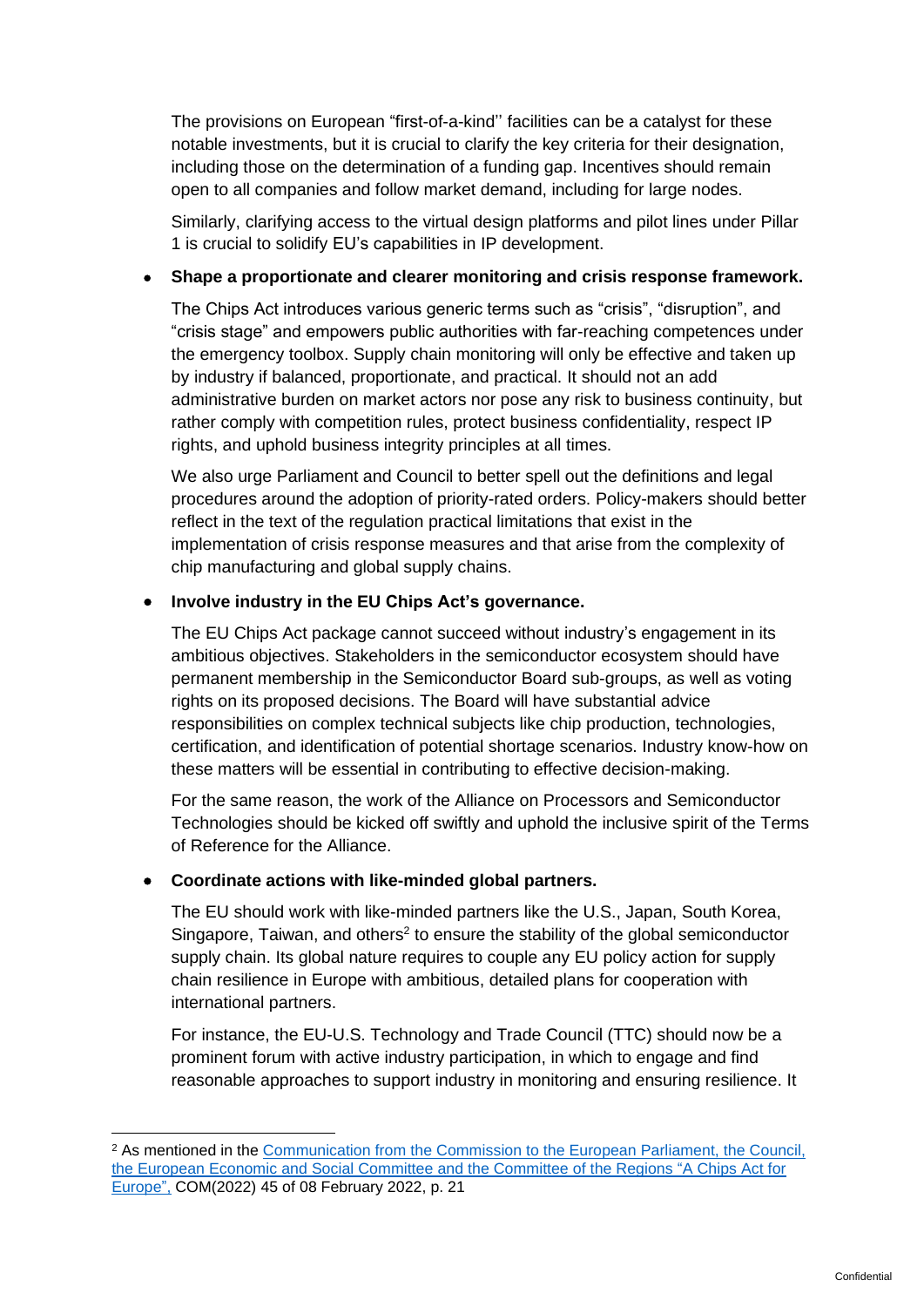The provisions on European "first-of-a-kind'' facilities can be a catalyst for these notable investments, but it is crucial to clarify the key criteria for their designation, including those on the determination of a funding gap. Incentives should remain open to all companies and follow market demand, including for large nodes.

Similarly, clarifying access to the virtual design platforms and pilot lines under Pillar 1 is crucial to solidify EU's capabilities in IP development.

- **Shape a proportionate and clearer monitoring and crisis response framework.**

  The Chips Act introduces various generic terms such as "crisis", "disruption", and "crisis stage" and empowers public authorities with far-reaching competences under the emergency toolbox. Supply chain monitoring will only be effective and taken up by industry if balanced, proportionate, and practical. It should not an add administrative burden on market actors nor pose any risk to business continuity, but rather comply with competition rules, protect business confidentiality, respect IP rights, and uphold business integrity principles at all times.

  We also urge Parliament and Council to better spell out the definitions and legal procedures around the adoption of priority-rated orders. Policy-makers should better reflect in the text of the regulation practical limitations that exist in the implementation of crisis response measures and that arise from the complexity of chip manufacturing and global supply chains.

- **Involve industry in the EU Chips Act's governance.**

  The EU Chips Act package cannot succeed without industry's engagement in its ambitious objectives. Stakeholders in the semiconductor ecosystem should have permanent membership in the Semiconductor Board sub-groups, as well as voting rights on its proposed decisions. The Board will have substantial advice responsibilities on complex technical subjects like chip production, technologies, certification, and identification of potential shortage scenarios. Industry know-how on these matters will be essential in contributing to effective decision-making.

  For the same reason, the work of the Alliance on Processors and Semiconductor Technologies should be kicked off swiftly and uphold the inclusive spirit of the Terms of Reference for the Alliance.

- **Coordinate actions with like-minded global partners.**

  The EU should work with like-minded partners like the U.S., Japan, South Korea, Singapore, Taiwan, and others[2] to ensure the stability of the global semiconductor supply chain. Its global nature requires to couple any EU policy action for supply chain resilience in Europe with ambitious, detailed plans for cooperation with international partners.

  For instance, the EU-U.S. Technology and Trade Council (TTC) should now be a prominent forum with active industry participation, in which to engage and find reasonable approaches to support industry in monitoring and ensuring resilience. It

---

[2] As mentioned in the Communication from the Commission to the European Parliament, the Council, the European Economic and Social Committee and the Committee of the Regions "A Chips Act for Europe", COM(2022) 45 of 08 February 2022, p. 21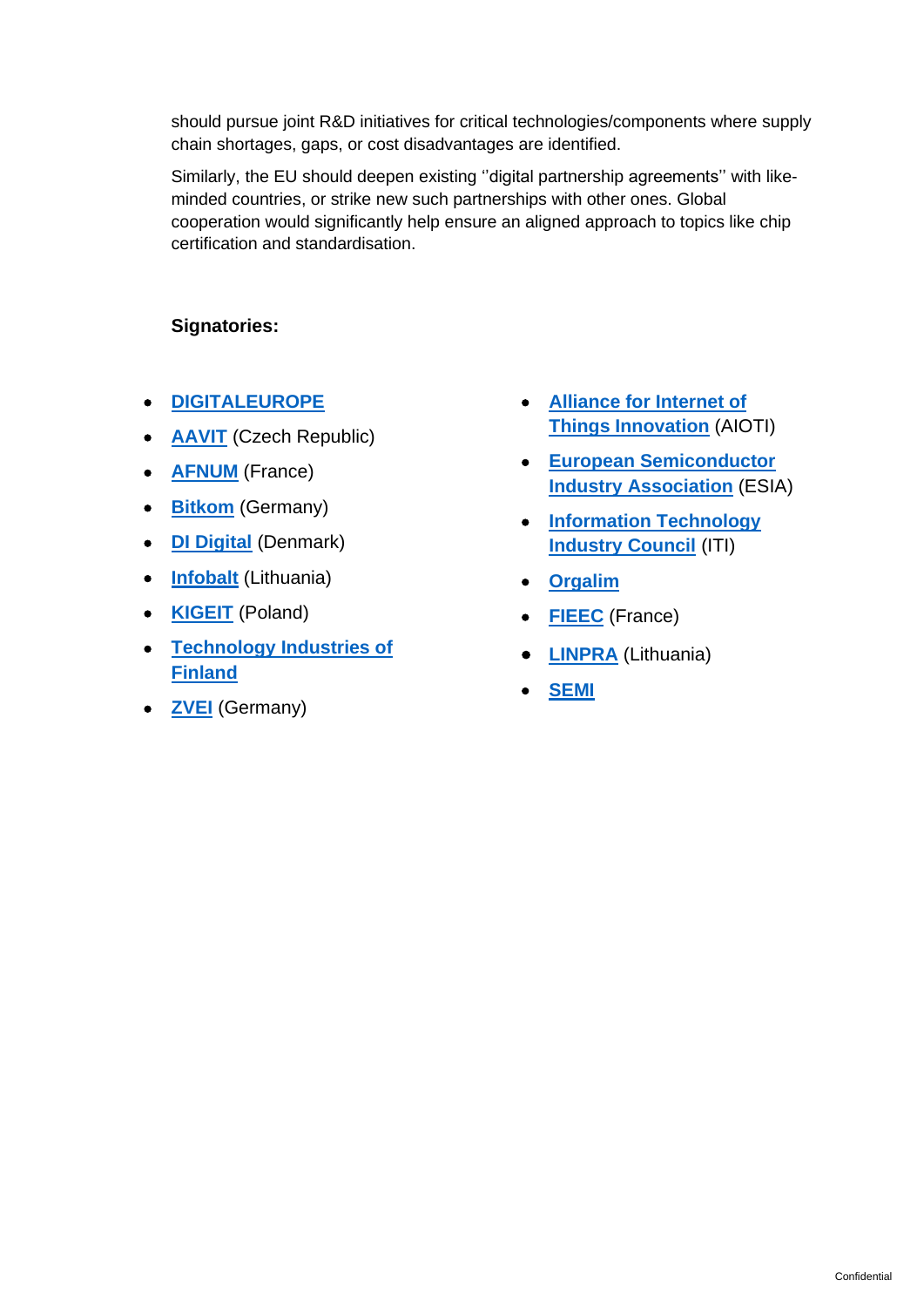should pursue joint R&D initiatives for critical technologies/components where supply chain shortages, gaps, or cost disadvantages are identified.

Similarly, the EU should deepen existing ''digital partnership agreements'' with like-minded countries, or strike new such partnerships with other ones. Global cooperation would significantly help ensure an aligned approach to topics like chip certification and standardisation.

**Signatories:**

- **DIGITALEUROPE**
- **AAVIT** (Czech Republic)
- **AFNUM** (France)
- **Bitkom** (Germany)
- **DI Digital** (Denmark)
- **Infobalt** (Lithuania)
- **KIGEIT** (Poland)
- **Technology Industries of Finland**
- **ZVEI** (Germany)
- **Alliance for Internet of Things Innovation** (AIOTI)
- **European Semiconductor Industry Association** (ESIA)
- **Information Technology Industry Council** (ITI)
- **Orgalim**
- **FIEEC** (France)
- **LINPRA** (Lithuania)
- **SEMI**